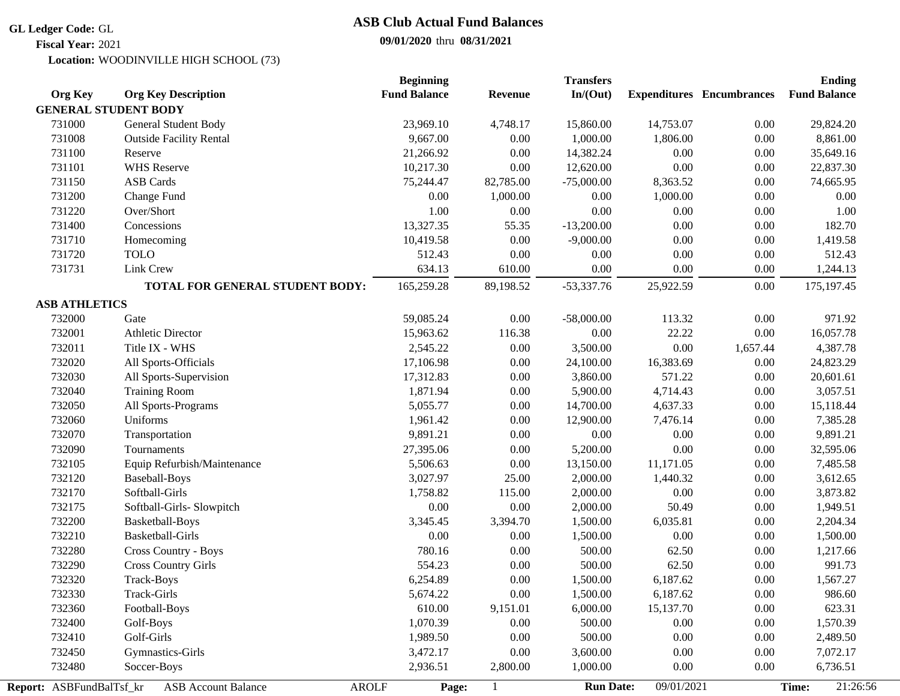# ASB Club Actual Fund Balances

**09/01/2020** thru **08/31/2021**

**GL Ledger Code:** GL
**Fiscal Year:** 2021
**Location:** WOODINVILLE HIGH SCHOOL (73)

| Org Key | Org Key Description | Beginning Fund Balance | Revenue | Transfers In/(Out) | Expenditures | Encumbrances | Ending Fund Balance |
|---|---|---|---|---|---|---|---|
| **GENERAL STUDENT BODY** | | | | | | | |
| 731000 | General Student Body | 23,969.10 | 4,748.17 | 15,860.00 | 14,753.07 | 0.00 | 29,824.20 |
| 731008 | Outside Facility Rental | 9,667.00 | 0.00 | 1,000.00 | 1,806.00 | 0.00 | 8,861.00 |
| 731100 | Reserve | 21,266.92 | 0.00 | 14,382.24 | 0.00 | 0.00 | 35,649.16 |
| 731101 | WHS Reserve | 10,217.30 | 0.00 | 12,620.00 | 0.00 | 0.00 | 22,837.30 |
| 731150 | ASB Cards | 75,244.47 | 82,785.00 | -75,000.00 | 8,363.52 | 0.00 | 74,665.95 |
| 731200 | Change Fund | 0.00 | 1,000.00 | 0.00 | 1,000.00 | 0.00 | 0.00 |
| 731220 | Over/Short | 1.00 | 0.00 | 0.00 | 0.00 | 0.00 | 1.00 |
| 731400 | Concessions | 13,327.35 | 55.35 | -13,200.00 | 0.00 | 0.00 | 182.70 |
| 731710 | Homecoming | 10,419.58 | 0.00 | -9,000.00 | 0.00 | 0.00 | 1,419.58 |
| 731720 | TOLO | 512.43 | 0.00 | 0.00 | 0.00 | 0.00 | 512.43 |
| 731731 | Link Crew | 634.13 | 610.00 | 0.00 | 0.00 | 0.00 | 1,244.13 |
| | **TOTAL FOR GENERAL STUDENT BODY:** | 165,259.28 | 89,198.52 | -53,337.76 | 25,922.59 | 0.00 | 175,197.45 |
| **ASB ATHLETICS** | | | | | | | |
| 732000 | Gate | 59,085.24 | 0.00 | -58,000.00 | 113.32 | 0.00 | 971.92 |
| 732001 | Athletic Director | 15,963.62 | 116.38 | 0.00 | 22.22 | 0.00 | 16,057.78 |
| 732011 | Title IX - WHS | 2,545.22 | 0.00 | 3,500.00 | 0.00 | 1,657.44 | 4,387.78 |
| 732020 | All Sports-Officials | 17,106.98 | 0.00 | 24,100.00 | 16,383.69 | 0.00 | 24,823.29 |
| 732030 | All Sports-Supervision | 17,312.83 | 0.00 | 3,860.00 | 571.22 | 0.00 | 20,601.61 |
| 732040 | Training Room | 1,871.94 | 0.00 | 5,900.00 | 4,714.43 | 0.00 | 3,057.51 |
| 732050 | All Sports-Programs | 5,055.77 | 0.00 | 14,700.00 | 4,637.33 | 0.00 | 15,118.44 |
| 732060 | Uniforms | 1,961.42 | 0.00 | 12,900.00 | 7,476.14 | 0.00 | 7,385.28 |
| 732070 | Transportation | 9,891.21 | 0.00 | 0.00 | 0.00 | 0.00 | 9,891.21 |
| 732090 | Tournaments | 27,395.06 | 0.00 | 5,200.00 | 0.00 | 0.00 | 32,595.06 |
| 732105 | Equip Refurbish/Maintenance | 5,506.63 | 0.00 | 13,150.00 | 11,171.05 | 0.00 | 7,485.58 |
| 732120 | Baseball-Boys | 3,027.97 | 25.00 | 2,000.00 | 1,440.32 | 0.00 | 3,612.65 |
| 732170 | Softball-Girls | 1,758.82 | 115.00 | 2,000.00 | 0.00 | 0.00 | 3,873.82 |
| 732175 | Softball-Girls- Slowpitch | 0.00 | 0.00 | 2,000.00 | 50.49 | 0.00 | 1,949.51 |
| 732200 | Basketball-Boys | 3,345.45 | 3,394.70 | 1,500.00 | 6,035.81 | 0.00 | 2,204.34 |
| 732210 | Basketball-Girls | 0.00 | 0.00 | 1,500.00 | 0.00 | 0.00 | 1,500.00 |
| 732280 | Cross Country - Boys | 780.16 | 0.00 | 500.00 | 62.50 | 0.00 | 1,217.66 |
| 732290 | Cross Country Girls | 554.23 | 0.00 | 500.00 | 62.50 | 0.00 | 991.73 |
| 732320 | Track-Boys | 6,254.89 | 0.00 | 1,500.00 | 6,187.62 | 0.00 | 1,567.27 |
| 732330 | Track-Girls | 5,674.22 | 0.00 | 1,500.00 | 6,187.62 | 0.00 | 986.60 |
| 732360 | Football-Boys | 610.00 | 9,151.01 | 6,000.00 | 15,137.70 | 0.00 | 623.31 |
| 732400 | Golf-Boys | 1,070.39 | 0.00 | 500.00 | 0.00 | 0.00 | 1,570.39 |
| 732410 | Golf-Girls | 1,989.50 | 0.00 | 500.00 | 0.00 | 0.00 | 2,489.50 |
| 732450 | Gymnastics-Girls | 3,472.17 | 0.00 | 3,600.00 | 0.00 | 0.00 | 7,072.17 |
| 732480 | Soccer-Boys | 2,936.51 | 2,800.00 | 1,000.00 | 0.00 | 0.00 | 6,736.51 |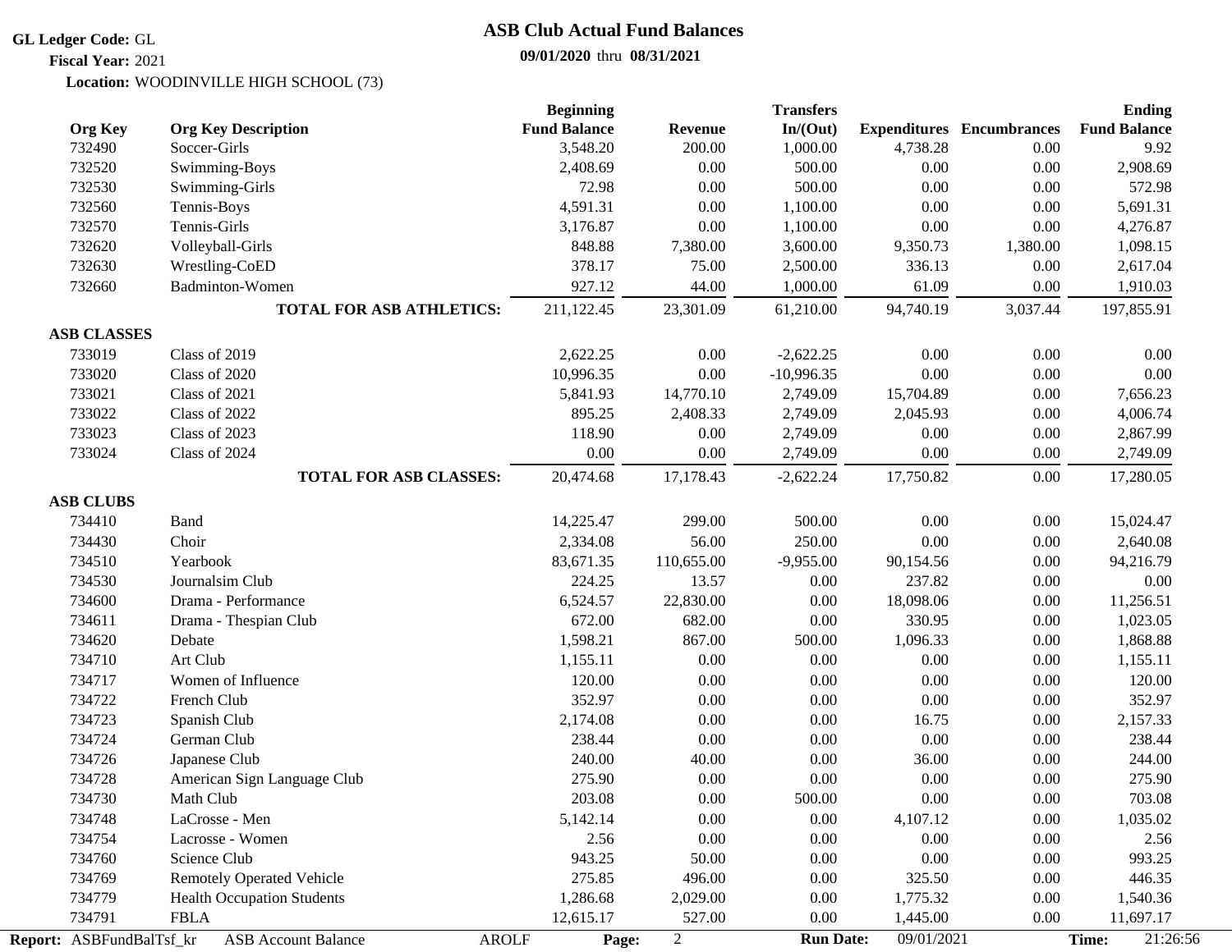**GL Ledger Code:** GL
**Fiscal Year:** 2021
**Location:** WOODINVILLE HIGH SCHOOL (73)

# ASB Club Actual Fund Balances

**09/01/2020** thru **08/31/2021**

| Org Key | Org Key Description | Beginning Fund Balance | Revenue | Transfers In/(Out) | Expenditures | Encumbrances | Ending Fund Balance |
|---|---|---|---|---|---|---|---|
| 732490 | Soccer-Girls | 3,548.20 | 200.00 | 1,000.00 | 4,738.28 | 0.00 | 9.92 |
| 732520 | Swimming-Boys | 2,408.69 | 0.00 | 500.00 | 0.00 | 0.00 | 2,908.69 |
| 732530 | Swimming-Girls | 72.98 | 0.00 | 500.00 | 0.00 | 0.00 | 572.98 |
| 732560 | Tennis-Boys | 4,591.31 | 0.00 | 1,100.00 | 0.00 | 0.00 | 5,691.31 |
| 732570 | Tennis-Girls | 3,176.87 | 0.00 | 1,100.00 | 0.00 | 0.00 | 4,276.87 |
| 732620 | Volleyball-Girls | 848.88 | 7,380.00 | 3,600.00 | 9,350.73 | 1,380.00 | 1,098.15 |
| 732630 | Wrestling-CoED | 378.17 | 75.00 | 2,500.00 | 336.13 | 0.00 | 2,617.04 |
| 732660 | Badminton-Women | 927.12 | 44.00 | 1,000.00 | 61.09 | 0.00 | 1,910.03 |
| | **TOTAL FOR ASB ATHLETICS:** | 211,122.45 | 23,301.09 | 61,210.00 | 94,740.19 | 3,037.44 | 197,855.91 |
| **ASB CLASSES** | | | | | | | |
| 733019 | Class of 2019 | 2,622.25 | 0.00 | -2,622.25 | 0.00 | 0.00 | 0.00 |
| 733020 | Class of 2020 | 10,996.35 | 0.00 | -10,996.35 | 0.00 | 0.00 | 0.00 |
| 733021 | Class of 2021 | 5,841.93 | 14,770.10 | 2,749.09 | 15,704.89 | 0.00 | 7,656.23 |
| 733022 | Class of 2022 | 895.25 | 2,408.33 | 2,749.09 | 2,045.93 | 0.00 | 4,006.74 |
| 733023 | Class of 2023 | 118.90 | 0.00 | 2,749.09 | 0.00 | 0.00 | 2,867.99 |
| 733024 | Class of 2024 | 0.00 | 0.00 | 2,749.09 | 0.00 | 0.00 | 2,749.09 |
| | **TOTAL FOR ASB CLASSES:** | 20,474.68 | 17,178.43 | -2,622.24 | 17,750.82 | 0.00 | 17,280.05 |
| **ASB CLUBS** | | | | | | | |
| 734410 | Band | 14,225.47 | 299.00 | 500.00 | 0.00 | 0.00 | 15,024.47 |
| 734430 | Choir | 2,334.08 | 56.00 | 250.00 | 0.00 | 0.00 | 2,640.08 |
| 734510 | Yearbook | 83,671.35 | 110,655.00 | -9,955.00 | 90,154.56 | 0.00 | 94,216.79 |
| 734530 | Journalsim Club | 224.25 | 13.57 | 0.00 | 237.82 | 0.00 | 0.00 |
| 734600 | Drama - Performance | 6,524.57 | 22,830.00 | 0.00 | 18,098.06 | 0.00 | 11,256.51 |
| 734611 | Drama - Thespian Club | 672.00 | 682.00 | 0.00 | 330.95 | 0.00 | 1,023.05 |
| 734620 | Debate | 1,598.21 | 867.00 | 500.00 | 1,096.33 | 0.00 | 1,868.88 |
| 734710 | Art Club | 1,155.11 | 0.00 | 0.00 | 0.00 | 0.00 | 1,155.11 |
| 734717 | Women of Influence | 120.00 | 0.00 | 0.00 | 0.00 | 0.00 | 120.00 |
| 734722 | French Club | 352.97 | 0.00 | 0.00 | 0.00 | 0.00 | 352.97 |
| 734723 | Spanish Club | 2,174.08 | 0.00 | 0.00 | 16.75 | 0.00 | 2,157.33 |
| 734724 | German Club | 238.44 | 0.00 | 0.00 | 0.00 | 0.00 | 238.44 |
| 734726 | Japanese Club | 240.00 | 40.00 | 0.00 | 36.00 | 0.00 | 244.00 |
| 734728 | American Sign Language Club | 275.90 | 0.00 | 0.00 | 0.00 | 0.00 | 275.90 |
| 734730 | Math Club | 203.08 | 0.00 | 500.00 | 0.00 | 0.00 | 703.08 |
| 734748 | LaCrosse - Men | 5,142.14 | 0.00 | 0.00 | 4,107.12 | 0.00 | 1,035.02 |
| 734754 | Lacrosse - Women | 2.56 | 0.00 | 0.00 | 0.00 | 0.00 | 2.56 |
| 734760 | Science Club | 943.25 | 50.00 | 0.00 | 0.00 | 0.00 | 993.25 |
| 734769 | Remotely Operated Vehicle | 275.85 | 496.00 | 0.00 | 325.50 | 0.00 | 446.35 |
| 734779 | Health Occupation Students | 1,286.68 | 2,029.00 | 0.00 | 1,775.32 | 0.00 | 1,540.36 |
| 734791 | FBLA | 12,615.17 | 527.00 | 0.00 | 1,445.00 | 0.00 | 11,697.17 |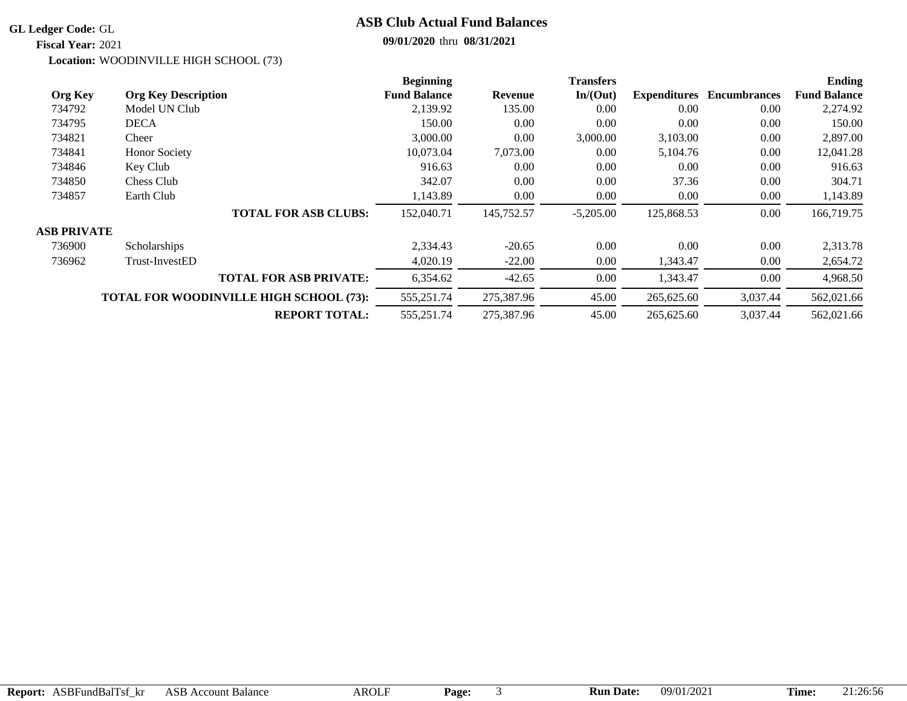**GL Ledger Code:** GL
**Fiscal Year:** 2021
**Location:** WOODINVILLE HIGH SCHOOL (73)

# ASB Club Actual Fund Balances

**09/01/2020** thru **08/31/2021**

| Org Key | Org Key Description | Beginning Fund Balance | Revenue | Transfers In/(Out) | Expenditures | Encumbrances | Ending Fund Balance |
|---|---|---|---|---|---|---|---|
| 734792 | Model UN Club | 2,139.92 | 135.00 | 0.00 | 0.00 | 0.00 | 2,274.92 |
| 734795 | DECA | 150.00 | 0.00 | 0.00 | 0.00 | 0.00 | 150.00 |
| 734821 | Cheer | 3,000.00 | 0.00 | 3,000.00 | 3,103.00 | 0.00 | 2,897.00 |
| 734841 | Honor Society | 10,073.04 | 7,073.00 | 0.00 | 5,104.76 | 0.00 | 12,041.28 |
| 734846 | Key Club | 916.63 | 0.00 | 0.00 | 0.00 | 0.00 | 916.63 |
| 734850 | Chess Club | 342.07 | 0.00 | 0.00 | 37.36 | 0.00 | 304.71 |
| 734857 | Earth Club | 1,143.89 | 0.00 | 0.00 | 0.00 | 0.00 | 1,143.89 |
| | **TOTAL FOR ASB CLUBS:** | 152,040.71 | 145,752.57 | -5,205.00 | 125,868.53 | 0.00 | 166,719.75 |
| **ASB PRIVATE** | | | | | | | |
| 736900 | Scholarships | 2,334.43 | -20.65 | 0.00 | 0.00 | 0.00 | 2,313.78 |
| 736962 | Trust-InvestED | 4,020.19 | -22.00 | 0.00 | 1,343.47 | 0.00 | 2,654.72 |
| | **TOTAL FOR ASB PRIVATE:** | 6,354.62 | -42.65 | 0.00 | 1,343.47 | 0.00 | 4,968.50 |
| | **TOTAL FOR WOODINVILLE HIGH SCHOOL (73):** | 555,251.74 | 275,387.96 | 45.00 | 265,625.60 | 3,037.44 | 562,021.66 |
| | **REPORT TOTAL:** | 555,251.74 | 275,387.96 | 45.00 | 265,625.60 | 3,037.44 | 562,021.66 |

**Report:** ASBFundBalTsf_kr ASB Account Balance AROLF **Run Date:** 09/01/2021 **Time:** 21:26:56